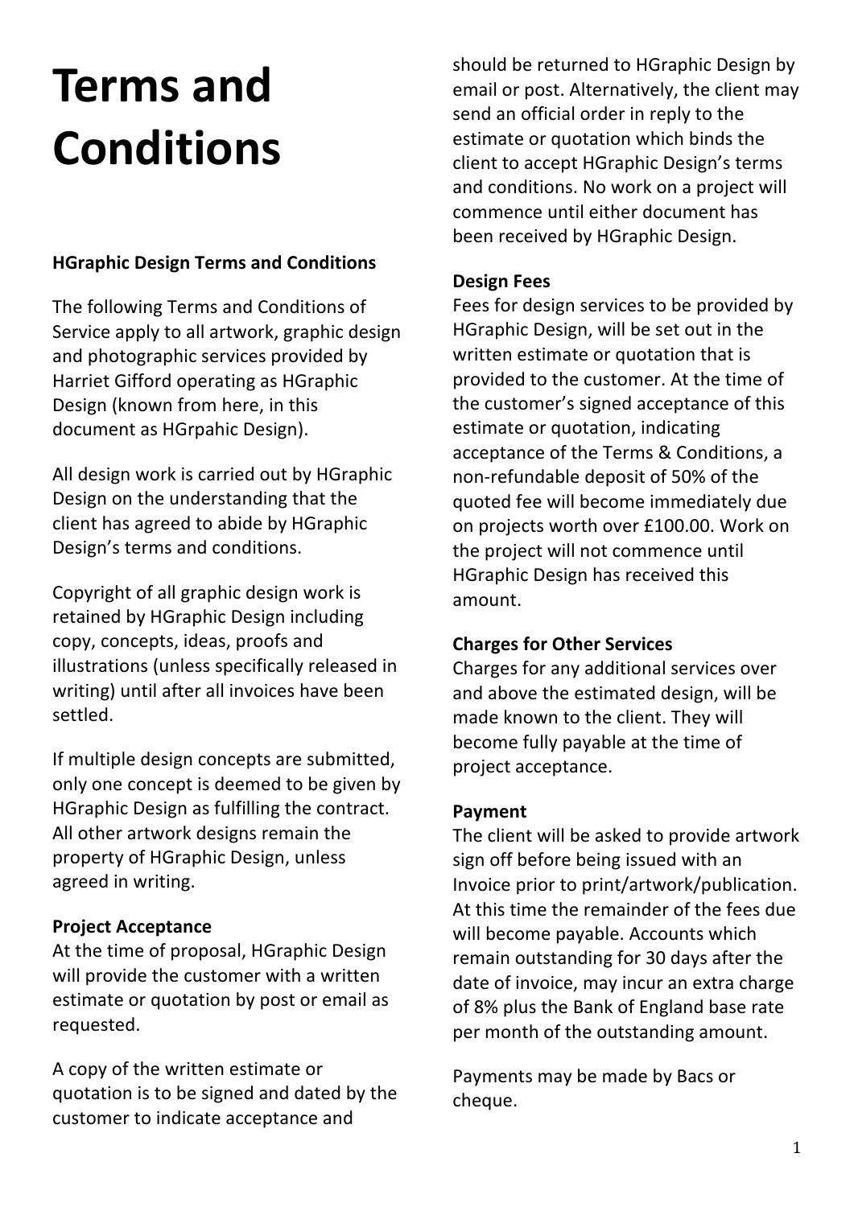# Terms and Conditions

**HGraphic Design Terms and Conditions**

The following Terms and Conditions of Service apply to all artwork, graphic design and photographic services provided by Harriet Gifford operating as HGraphic Design (known from here, in this document as HGrpahic Design).

All design work is carried out by HGraphic Design on the understanding that the client has agreed to abide by HGraphic Design's terms and conditions.

Copyright of all graphic design work is retained by HGraphic Design including copy, concepts, ideas, proofs and illustrations (unless specifically released in writing) until after all invoices have been settled.

If multiple design concepts are submitted, only one concept is deemed to be given by HGraphic Design as fulfilling the contract. All other artwork designs remain the property of HGraphic Design, unless agreed in writing.

**Project Acceptance**

At the time of proposal, HGraphic Design will provide the customer with a written estimate or quotation by post or email as requested.

A copy of the written estimate or quotation is to be signed and dated by the customer to indicate acceptance and should be returned to HGraphic Design by email or post. Alternatively, the client may send an official order in reply to the estimate or quotation which binds the client to accept HGraphic Design's terms and conditions. No work on a project will commence until either document has been received by HGraphic Design.

**Design Fees**

Fees for design services to be provided by HGraphic Design, will be set out in the written estimate or quotation that is provided to the customer. At the time of the customer's signed acceptance of this estimate or quotation, indicating acceptance of the Terms & Conditions, a non-refundable deposit of 50% of the quoted fee will become immediately due on projects worth over £100.00. Work on the project will not commence until HGraphic Design has received this amount.

**Charges for Other Services**

Charges for any additional services over and above the estimated design, will be made known to the client. They will become fully payable at the time of project acceptance.

**Payment**

The client will be asked to provide artwork sign off before being issued with an Invoice prior to print/artwork/publication. At this time the remainder of the fees due will become payable. Accounts which remain outstanding for 30 days after the date of invoice, may incur an extra charge of 8% plus the Bank of England base rate per month of the outstanding amount.

Payments may be made by Bacs or cheque.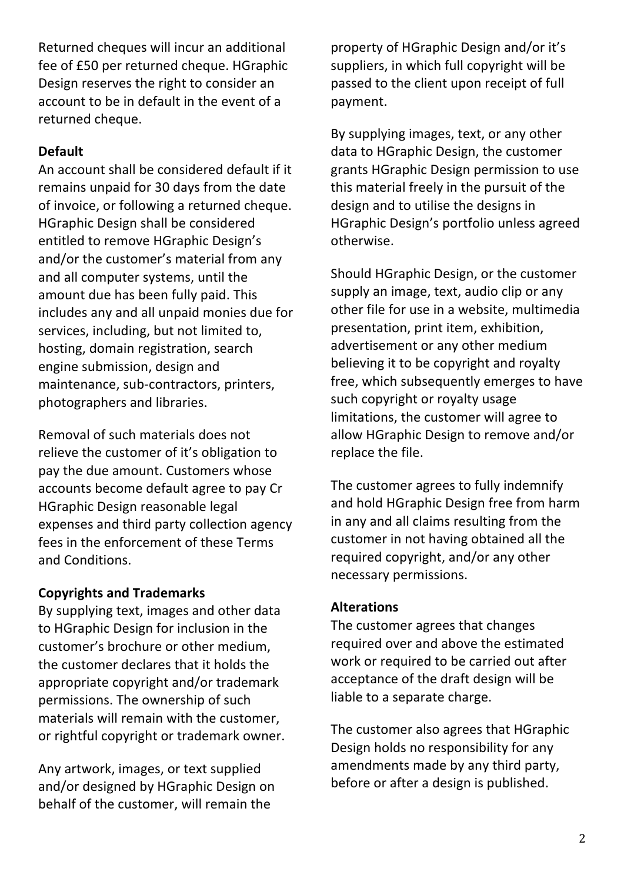Returned cheques will incur an additional fee of £50 per returned cheque. HGraphic Design reserves the right to consider an account to be in default in the event of a returned cheque.

**Default**

An account shall be considered default if it remains unpaid for 30 days from the date of invoice, or following a returned cheque. HGraphic Design shall be considered entitled to remove HGraphic Design's and/or the customer's material from any and all computer systems, until the amount due has been fully paid. This includes any and all unpaid monies due for services, including, but not limited to, hosting, domain registration, search engine submission, design and maintenance, sub-contractors, printers, photographers and libraries.

Removal of such materials does not relieve the customer of it's obligation to pay the due amount. Customers whose accounts become default agree to pay Cr HGraphic Design reasonable legal expenses and third party collection agency fees in the enforcement of these Terms and Conditions.

**Copyrights and Trademarks**

By supplying text, images and other data to HGraphic Design for inclusion in the customer's brochure or other medium, the customer declares that it holds the appropriate copyright and/or trademark permissions. The ownership of such materials will remain with the customer, or rightful copyright or trademark owner.

Any artwork, images, or text supplied and/or designed by HGraphic Design on behalf of the customer, will remain the property of HGraphic Design and/or it's suppliers, in which full copyright will be passed to the client upon receipt of full payment.

By supplying images, text, or any other data to HGraphic Design, the customer grants HGraphic Design permission to use this material freely in the pursuit of the design and to utilise the designs in HGraphic Design's portfolio unless agreed otherwise.

Should HGraphic Design, or the customer supply an image, text, audio clip or any other file for use in a website, multimedia presentation, print item, exhibition, advertisement or any other medium believing it to be copyright and royalty free, which subsequently emerges to have such copyright or royalty usage limitations, the customer will agree to allow HGraphic Design to remove and/or replace the file.

The customer agrees to fully indemnify and hold HGraphic Design free from harm in any and all claims resulting from the customer in not having obtained all the required copyright, and/or any other necessary permissions.

**Alterations**

The customer agrees that changes required over and above the estimated work or required to be carried out after acceptance of the draft design will be liable to a separate charge.

The customer also agrees that HGraphic Design holds no responsibility for any amendments made by any third party, before or after a design is published.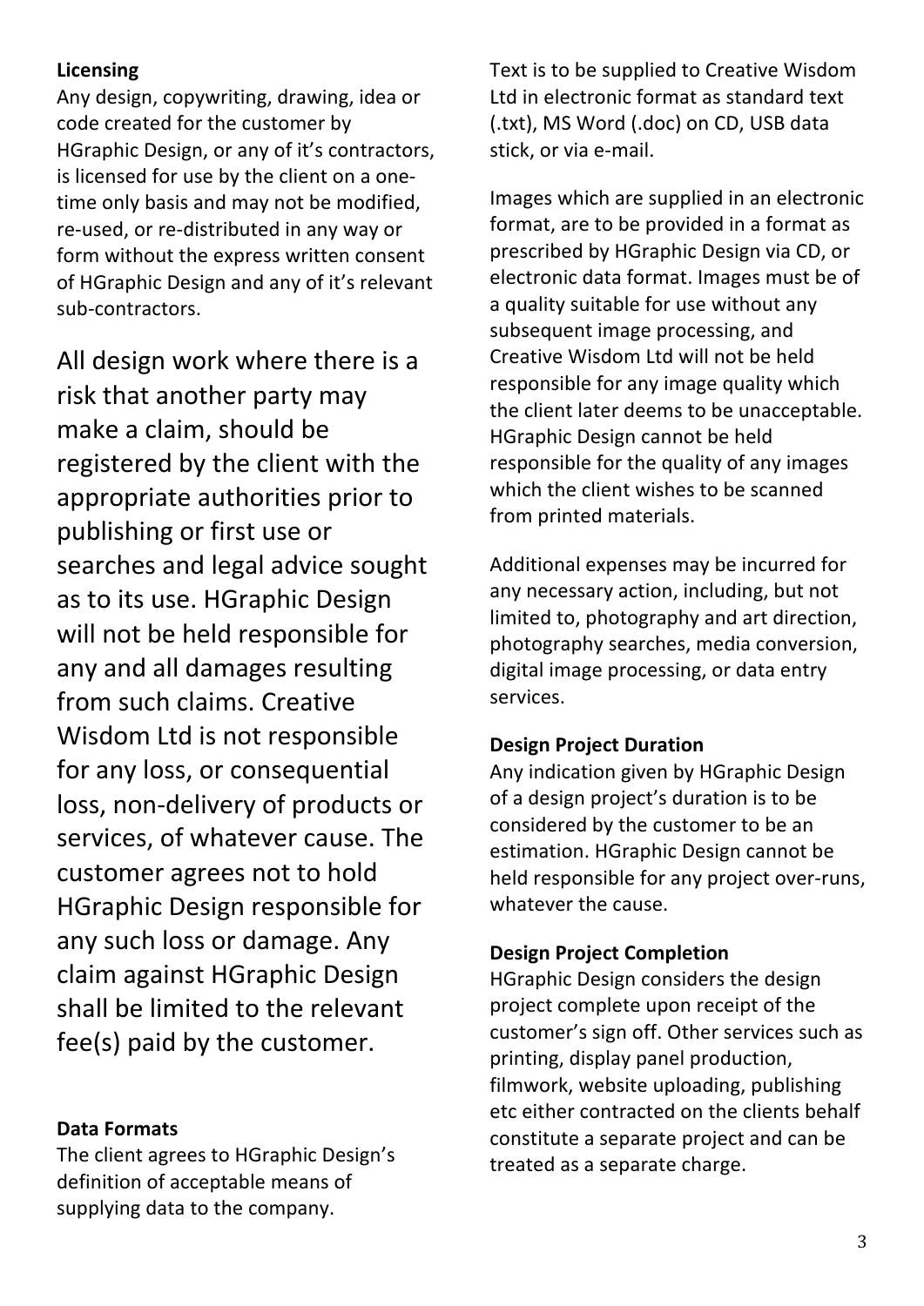**Licensing**

Any design, copywriting, drawing, idea or code created for the customer by HGraphic Design, or any of it's contractors, is licensed for use by the client on a one-time only basis and may not be modified, re-used, or re-distributed in any way or form without the express written consent of HGraphic Design and any of it's relevant sub-contractors.

All design work where there is a risk that another party may make a claim, should be registered by the client with the appropriate authorities prior to publishing or first use or searches and legal advice sought as to its use. HGraphic Design will not be held responsible for any and all damages resulting from such claims. Creative Wisdom Ltd is not responsible for any loss, or consequential loss, non-delivery of products or services, of whatever cause. The customer agrees not to hold HGraphic Design responsible for any such loss or damage. Any claim against HGraphic Design shall be limited to the relevant fee(s) paid by the customer.

**Data Formats**

The client agrees to HGraphic Design's definition of acceptable means of supplying data to the company.

Text is to be supplied to Creative Wisdom Ltd in electronic format as standard text (.txt), MS Word (.doc) on CD, USB data stick, or via e-mail.

Images which are supplied in an electronic format, are to be provided in a format as prescribed by HGraphic Design via CD, or electronic data format. Images must be of a quality suitable for use without any subsequent image processing, and Creative Wisdom Ltd will not be held responsible for any image quality which the client later deems to be unacceptable. HGraphic Design cannot be held responsible for the quality of any images which the client wishes to be scanned from printed materials.

Additional expenses may be incurred for any necessary action, including, but not limited to, photography and art direction, photography searches, media conversion, digital image processing, or data entry services.

**Design Project Duration**

Any indication given by HGraphic Design of a design project's duration is to be considered by the customer to be an estimation. HGraphic Design cannot be held responsible for any project over-runs, whatever the cause.

**Design Project Completion**

HGraphic Design considers the design project complete upon receipt of the customer's sign off. Other services such as printing, display panel production, filmwork, website uploading, publishing etc either contracted on the clients behalf constitute a separate project and can be treated as a separate charge.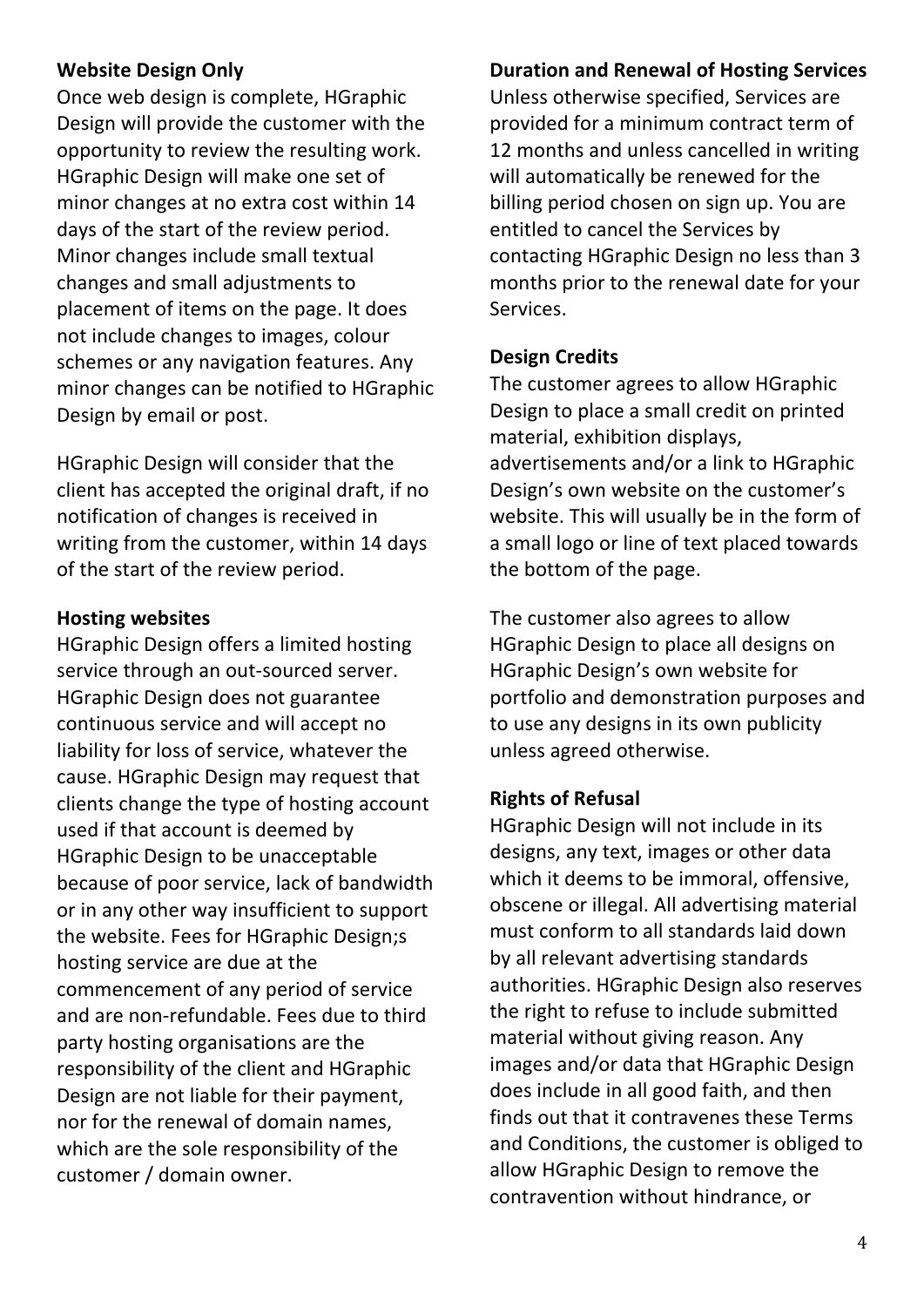**Website Design Only**

Once web design is complete, HGraphic Design will provide the customer with the opportunity to review the resulting work. HGraphic Design will make one set of minor changes at no extra cost within 14 days of the start of the review period. Minor changes include small textual changes and small adjustments to placement of items on the page. It does not include changes to images, colour schemes or any navigation features. Any minor changes can be notified to HGraphic Design by email or post.

HGraphic Design will consider that the client has accepted the original draft, if no notification of changes is received in writing from the customer, within 14 days of the start of the review period.

**Hosting websites**

HGraphic Design offers a limited hosting service through an out-sourced server. HGraphic Design does not guarantee continuous service and will accept no liability for loss of service, whatever the cause. HGraphic Design may request that clients change the type of hosting account used if that account is deemed by HGraphic Design to be unacceptable because of poor service, lack of bandwidth or in any other way insufficient to support the website. Fees for HGraphic Design;s hosting service are due at the commencement of any period of service and are non-refundable. Fees due to third party hosting organisations are the responsibility of the client and HGraphic Design are not liable for their payment, nor for the renewal of domain names, which are the sole responsibility of the customer / domain owner.

**Duration and Renewal of Hosting Services**

Unless otherwise specified, Services are provided for a minimum contract term of 12 months and unless cancelled in writing will automatically be renewed for the billing period chosen on sign up. You are entitled to cancel the Services by contacting HGraphic Design no less than 3 months prior to the renewal date for your Services.

**Design Credits**

The customer agrees to allow HGraphic Design to place a small credit on printed material, exhibition displays, advertisements and/or a link to HGraphic Design's own website on the customer's website. This will usually be in the form of a small logo or line of text placed towards the bottom of the page.

The customer also agrees to allow HGraphic Design to place all designs on HGraphic Design's own website for portfolio and demonstration purposes and to use any designs in its own publicity unless agreed otherwise.

**Rights of Refusal**

HGraphic Design will not include in its designs, any text, images or other data which it deems to be immoral, offensive, obscene or illegal. All advertising material must conform to all standards laid down by all relevant advertising standards authorities. HGraphic Design also reserves the right to refuse to include submitted material without giving reason. Any images and/or data that HGraphic Design does include in all good faith, and then finds out that it contravenes these Terms and Conditions, the customer is obliged to allow HGraphic Design to remove the contravention without hindrance, or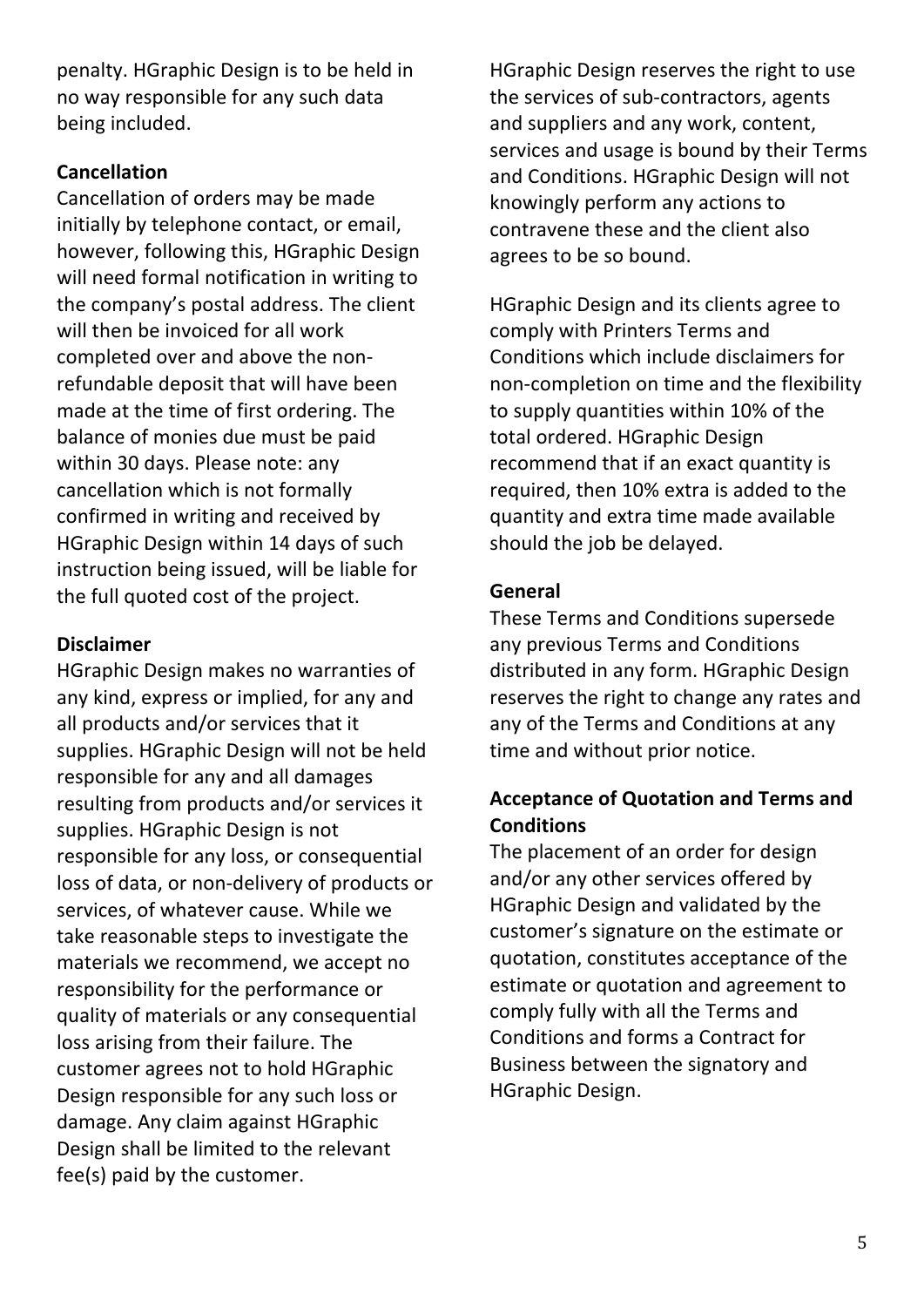penalty. HGraphic Design is to be held in no way responsible for any such data being included.

**Cancellation**

Cancellation of orders may be made initially by telephone contact, or email, however, following this, HGraphic Design will need formal notification in writing to the company's postal address. The client will then be invoiced for all work completed over and above the non-refundable deposit that will have been made at the time of first ordering. The balance of monies due must be paid within 30 days. Please note: any cancellation which is not formally confirmed in writing and received by HGraphic Design within 14 days of such instruction being issued, will be liable for the full quoted cost of the project.

**Disclaimer**

HGraphic Design makes no warranties of any kind, express or implied, for any and all products and/or services that it supplies. HGraphic Design will not be held responsible for any and all damages resulting from products and/or services it supplies. HGraphic Design is not responsible for any loss, or consequential loss of data, or non-delivery of products or services, of whatever cause. While we take reasonable steps to investigate the materials we recommend, we accept no responsibility for the performance or quality of materials or any consequential loss arising from their failure. The customer agrees not to hold HGraphic Design responsible for any such loss or damage. Any claim against HGraphic Design shall be limited to the relevant fee(s) paid by the customer.

HGraphic Design reserves the right to use the services of sub-contractors, agents and suppliers and any work, content, services and usage is bound by their Terms and Conditions. HGraphic Design will not knowingly perform any actions to contravene these and the client also agrees to be so bound.

HGraphic Design and its clients agree to comply with Printers Terms and Conditions which include disclaimers for non-completion on time and the flexibility to supply quantities within 10% of the total ordered. HGraphic Design recommend that if an exact quantity is required, then 10% extra is added to the quantity and extra time made available should the job be delayed.

**General**

These Terms and Conditions supersede any previous Terms and Conditions distributed in any form. HGraphic Design reserves the right to change any rates and any of the Terms and Conditions at any time and without prior notice.

**Acceptance of Quotation and Terms and Conditions**

The placement of an order for design and/or any other services offered by HGraphic Design and validated by the customer's signature on the estimate or quotation, constitutes acceptance of the estimate or quotation and agreement to comply fully with all the Terms and Conditions and forms a Contract for Business between the signatory and HGraphic Design.